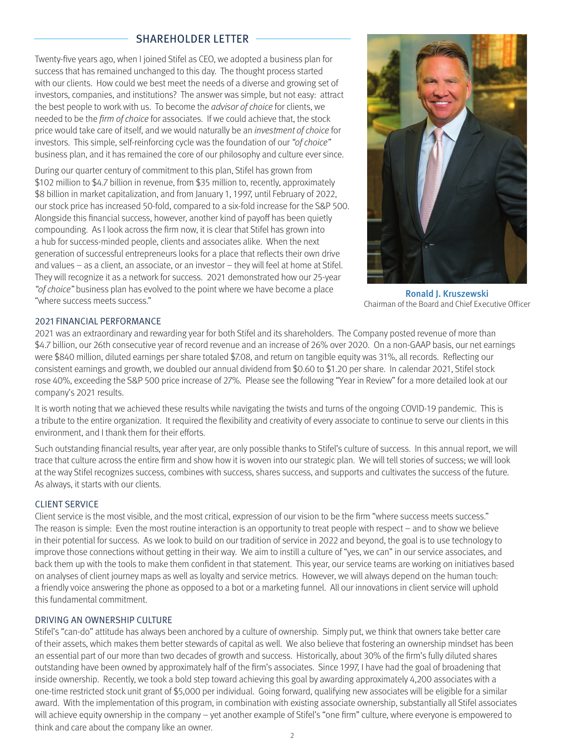## SHAREHOLDER LETTER

Twenty-five years ago, when I joined Stifel as CEO, we adopted a business plan for success that has remained unchanged to this day. The thought process started with our clients. How could we best meet the needs of a diverse and growing set of investors, companies, and institutions? The answer was simple, but not easy: attract the best people to work with us. To become the *advisor of choice* for clients, we needed to be the *firm of choice* for associates. If we could achieve that, the stock price would take care of itself, and we would naturally be an *investment of choice* for investors. This simple, self-reinforcing cycle was the foundation of our *"of choice"* business plan, and it has remained the core of our philosophy and culture ever since.

During our quarter century of commitment to this plan, Stifel has grown from \$102 million to \$4.7 billion in revenue, from \$35 million to, recently, approximately \$8 billion in market capitalization, and from January 1, 1997, until February of 2022, our stock price has increased 50-fold, compared to a six-fold increase for the S&P 500. Alongside this financial success, however, another kind of payoff has been quietly compounding. As I look across the firm now, it is clear that Stifel has grown into a hub for success-minded people, clients and associates alike. When the next generation of successful entrepreneurs looks for a place that reflects their own drive and values – as a client, an associate, or an investor – they will feel at home at Stifel. They will recognize it as a network for success. 2021 demonstrated how our 25-year *"of choice"* business plan has evolved to the point where we have become a place "where success meets success."

**Ronald J. Kruszewski**
Chairman of the Board and Chief Executive Officer

### 2021 FINANCIAL PERFORMANCE

2021 was an extraordinary and rewarding year for both Stifel and its shareholders. The Company posted revenue of more than \$4.7 billion, our 26th consecutive year of record revenue and an increase of 26% over 2020. On a non-GAAP basis, our net earnings were \$840 million, diluted earnings per share totaled \$7.08, and return on tangible equity was 31%, all records. Reflecting our consistent earnings and growth, we doubled our annual dividend from \$0.60 to \$1.20 per share. In calendar 2021, Stifel stock rose 40%, exceeding the S&P 500 price increase of 27%. Please see the following "Year in Review" for a more detailed look at our company's 2021 results.

It is worth noting that we achieved these results while navigating the twists and turns of the ongoing COVID-19 pandemic. This is a tribute to the entire organization. It required the flexibility and creativity of every associate to continue to serve our clients in this environment, and I thank them for their efforts.

Such outstanding financial results, year after year, are only possible thanks to Stifel's culture of success. In this annual report, we will trace that culture across the entire firm and show how it is woven into our strategic plan. We will tell stories of success; we will look at the way Stifel recognizes success, combines with success, shares success, and supports and cultivates the success of the future. As always, it starts with our clients.

### CLIENT SERVICE

Client service is the most visible, and the most critical, expression of our vision to be the firm "where success meets success." The reason is simple: Even the most routine interaction is an opportunity to treat people with respect – and to show we believe in their potential for success. As we look to build on our tradition of service in 2022 and beyond, the goal is to use technology to improve those connections without getting in their way. We aim to instill a culture of "yes, we can" in our service associates, and back them up with the tools to make them confident in that statement. This year, our service teams are working on initiatives based on analyses of client journey maps as well as loyalty and service metrics. However, we will always depend on the human touch: a friendly voice answering the phone as opposed to a bot or a marketing funnel. All our innovations in client service will uphold this fundamental commitment.

### DRIVING AN OWNERSHIP CULTURE

Stifel's "can-do" attitude has always been anchored by a culture of ownership. Simply put, we think that owners take better care of their assets, which makes them better stewards of capital as well. We also believe that fostering an ownership mindset has been an essential part of our more than two decades of growth and success. Historically, about 30% of the firm's fully diluted shares outstanding have been owned by approximately half of the firm's associates. Since 1997, I have had the goal of broadening that inside ownership. Recently, we took a bold step toward achieving this goal by awarding approximately 4,200 associates with a one-time restricted stock unit grant of \$5,000 per individual. Going forward, qualifying new associates will be eligible for a similar award. With the implementation of this program, in combination with existing associate ownership, substantially all Stifel associates will achieve equity ownership in the company – yet another example of Stifel's "one firm" culture, where everyone is empowered to think and care about the company like an owner.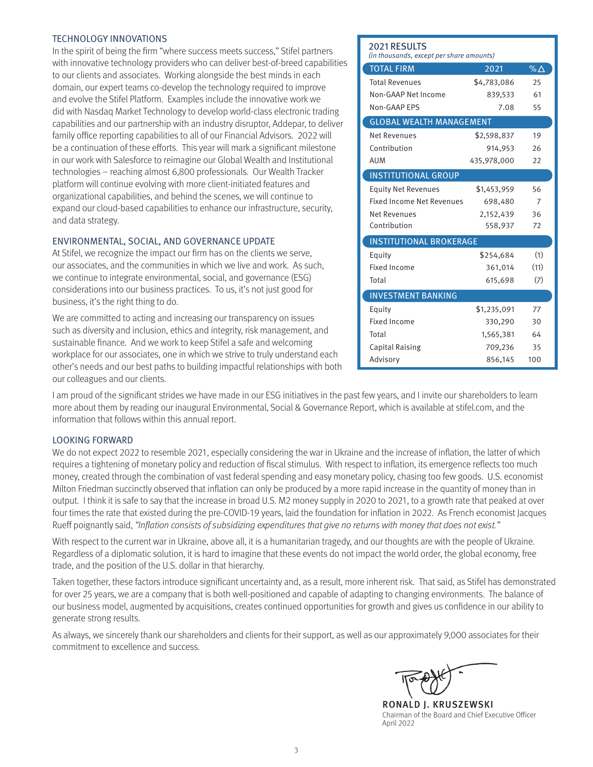## TECHNOLOGY INNOVATIONS

In the spirit of being the firm "where success meets success," Stifel partners with innovative technology providers who can deliver best-of-breed capabilities to our clients and associates. Working alongside the best minds in each domain, our expert teams co-develop the technology required to improve and evolve the Stifel Platform. Examples include the innovative work we did with Nasdaq Market Technology to develop world-class electronic trading capabilities and our partnership with an industry disruptor, Addepar, to deliver family office reporting capabilities to all of our Financial Advisors. 2022 will be a continuation of these efforts. This year will mark a significant milestone in our work with Salesforce to reimagine our Global Wealth and Institutional technologies – reaching almost 6,800 professionals. Our Wealth Tracker platform will continue evolving with more client-initiated features and organizational capabilities, and behind the scenes, we will continue to expand our cloud-based capabilities to enhance our infrastructure, security, and data strategy.

## ENVIRONMENTAL, SOCIAL, AND GOVERNANCE UPDATE

At Stifel, we recognize the impact our firm has on the clients we serve, our associates, and the communities in which we live and work. As such, we continue to integrate environmental, social, and governance (ESG) considerations into our business practices. To us, it's not just good for business, it's the right thing to do.

We are committed to acting and increasing our transparency on issues such as diversity and inclusion, ethics and integrity, risk management, and sustainable finance. And we work to keep Stifel a safe and welcoming workplace for our associates, one in which we strive to truly understand each other's needs and our best paths to building impactful relationships with both our colleagues and our clients.

**2021 RESULTS**
*(in thousands, except per share amounts)*

| TOTAL FIRM | 2021 | %△ |
|---|---|---|
| Total Revenues | $4,783,086 | 25 |
| Non-GAAP Net Income | 839,533 | 61 |
| Non-GAAP EPS | 7.08 | 55 |
| **GLOBAL WEALTH MANAGEMENT** | | |
| Net Revenues | $2,598,837 | 19 |
| Contribution | 914,953 | 26 |
| AUM | 435,978,000 | 22 |
| **INSTITUTIONAL GROUP** | | |
| Equity Net Revenues | $1,453,959 | 56 |
| Fixed Income Net Revenues | 698,480 | 7 |
| Net Revenues | 2,152,439 | 36 |
| Contribution | 558,937 | 72 |
| **INSTITUTIONAL BROKERAGE** | | |
| Equity | $254,684 | (1) |
| Fixed Income | 361,014 | (11) |
| Total | 615,698 | (7) |
| **INVESTMENT BANKING** | | |
| Equity | $1,235,091 | 77 |
| Fixed Income | 330,290 | 30 |
| Total | 1,565,381 | 64 |
| Capital Raising | 709,236 | 35 |
| Advisory | 856,145 | 100 |

I am proud of the significant strides we have made in our ESG initiatives in the past few years, and I invite our shareholders to learn more about them by reading our inaugural Environmental, Social & Governance Report, which is available at stifel.com, and the information that follows within this annual report.

## LOOKING FORWARD

We do not expect 2022 to resemble 2021, especially considering the war in Ukraine and the increase of inflation, the latter of which requires a tightening of monetary policy and reduction of fiscal stimulus. With respect to inflation, its emergence reflects too much money, created through the combination of vast federal spending and easy monetary policy, chasing too few goods. U.S. economist Milton Friedman succinctly observed that inflation can only be produced by a more rapid increase in the quantity of money than in output. I think it is safe to say that the increase in broad U.S. M2 money supply in 2020 to 2021, to a growth rate that peaked at over four times the rate that existed during the pre-COVID-19 years, laid the foundation for inflation in 2022. As French economist Jacques Rueff poignantly said, *"Inflation consists of subsidizing expenditures that give no returns with money that does not exist."*

With respect to the current war in Ukraine, above all, it is a humanitarian tragedy, and our thoughts are with the people of Ukraine. Regardless of a diplomatic solution, it is hard to imagine that these events do not impact the world order, the global economy, free trade, and the position of the U.S. dollar in that hierarchy.

Taken together, these factors introduce significant uncertainty and, as a result, more inherent risk. That said, as Stifel has demonstrated for over 25 years, we are a company that is both well-positioned and capable of adapting to changing environments. The balance of our business model, augmented by acquisitions, creates continued opportunities for growth and gives us confidence in our ability to generate strong results.

As always, we sincerely thank our shareholders and clients for their support, as well as our approximately 9,000 associates for their commitment to excellence and success.

**RONALD J. KRUSZEWSKI**
Chairman of the Board and Chief Executive Officer
April 2022